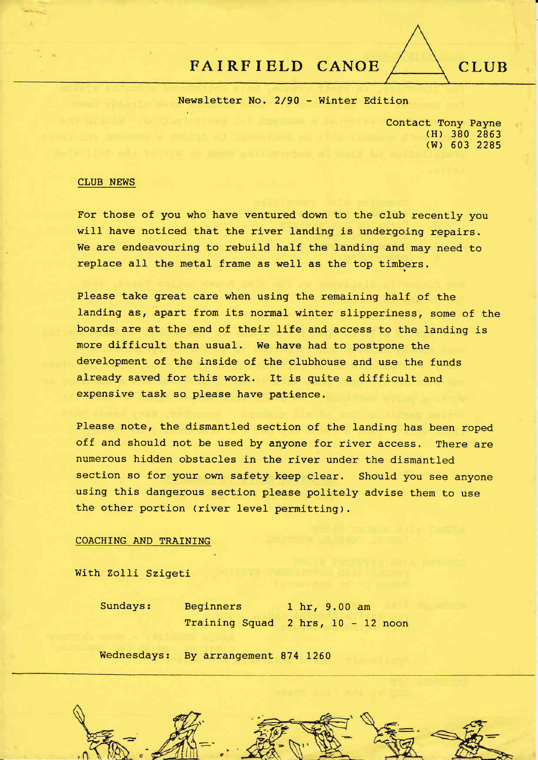# FAIRFIELD CANOE CLUB

Newsletter No. 2/90 - Winter Edition

Contact Tony Payne
(H) 380 2863
(W) 603 2285

## CLUB NEWS

For those of you who have ventured down to the club recently you will have noticed that the river landing is undergoing repairs. We are endeavouring to rebuild half the landing and may need to replace all the metal frame as well as the top timbers.

Please take great care when using the remaining half of the landing as, apart from its normal winter slipperiness, some of the boards are at the end of their life and access to the landing is more difficult than usual. We have had to postpone the development of the inside of the clubhouse and use the funds already saved for this work. It is quite a difficult and expensive task so please have patience.

Please note, the dismantled section of the landing has been roped off and should not be used by anyone for river access. There are numerous hidden obstacles in the river under the dismantled section so for your own safety keep clear. Should you see anyone using this dangerous section please politely advise them to use the other portion (river level permitting).

## COACHING AND TRAINING

With Zolli Szigeti

| | | |
|---|---|---|
| Sundays: | Beginners | 1 hr, 9.00 am |
| | Training Squad | 2 hrs, 10 - 12 noon |
| Wednesdays: | By arrangement 874 1260 | |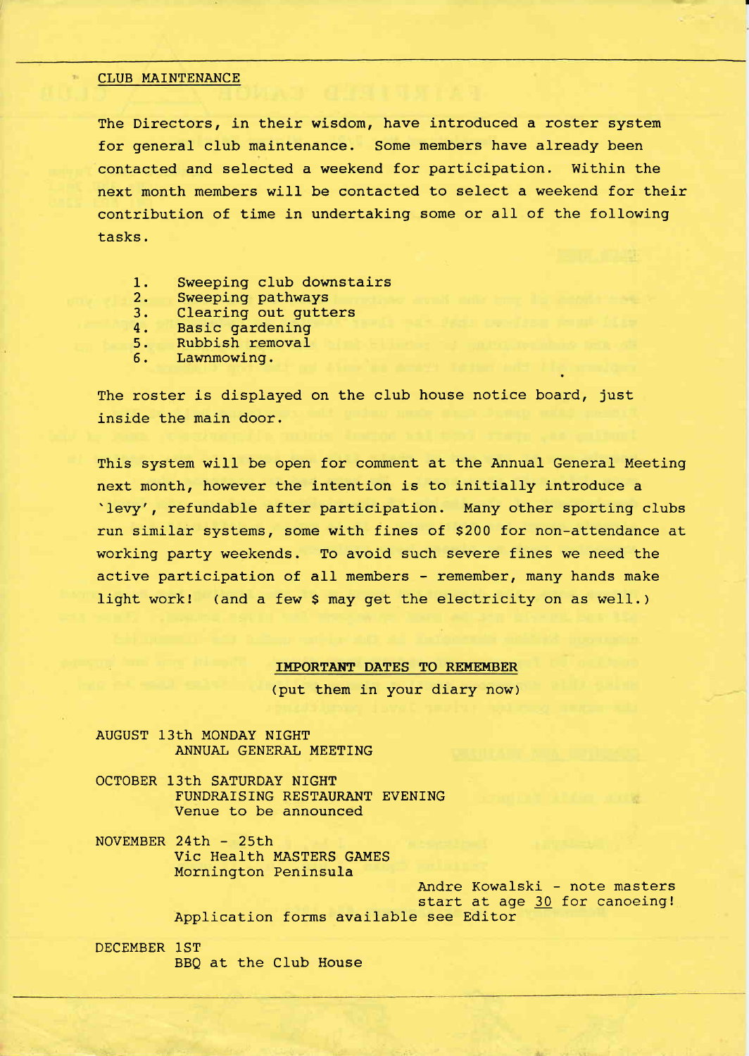## CLUB MAINTENANCE

The Directors, in their wisdom, have introduced a roster system for general club maintenance. Some members have already been contacted and selected a weekend for participation. Within the next month members will be contacted to select a weekend for their contribution of time in undertaking some or all of the following tasks.

1. Sweeping club downstairs
2. Sweeping pathways
3. Clearing out gutters
4. Basic gardening
5. Rubbish removal
6. Lawnmowing.

The roster is displayed on the club house notice board, just inside the main door.

This system will be open for comment at the Annual General Meeting next month, however the intention is to initially introduce a 'levy', refundable after participation. Many other sporting clubs run similar systems, some with fines of $200 for non-attendance at working party weekends. To avoid such severe fines we need the active participation of all members - remember, many hands make light work! (and a few $ may get the electricity on as well.)

## IMPORTANT DATES TO REMEMBER

(put them in your diary now)

AUGUST 13th MONDAY NIGHT
ANNUAL GENERAL MEETING

OCTOBER 13th SATURDAY NIGHT
FUNDRAISING RESTAURANT EVENING
Venue to be announced

NOVEMBER 24th - 25th
Vic Health MASTERS GAMES
Mornington Peninsula

Andre Kowalski - note masters start at age 30 for canoeing!

Application forms available see Editor

DECEMBER 1ST
BBQ at the Club House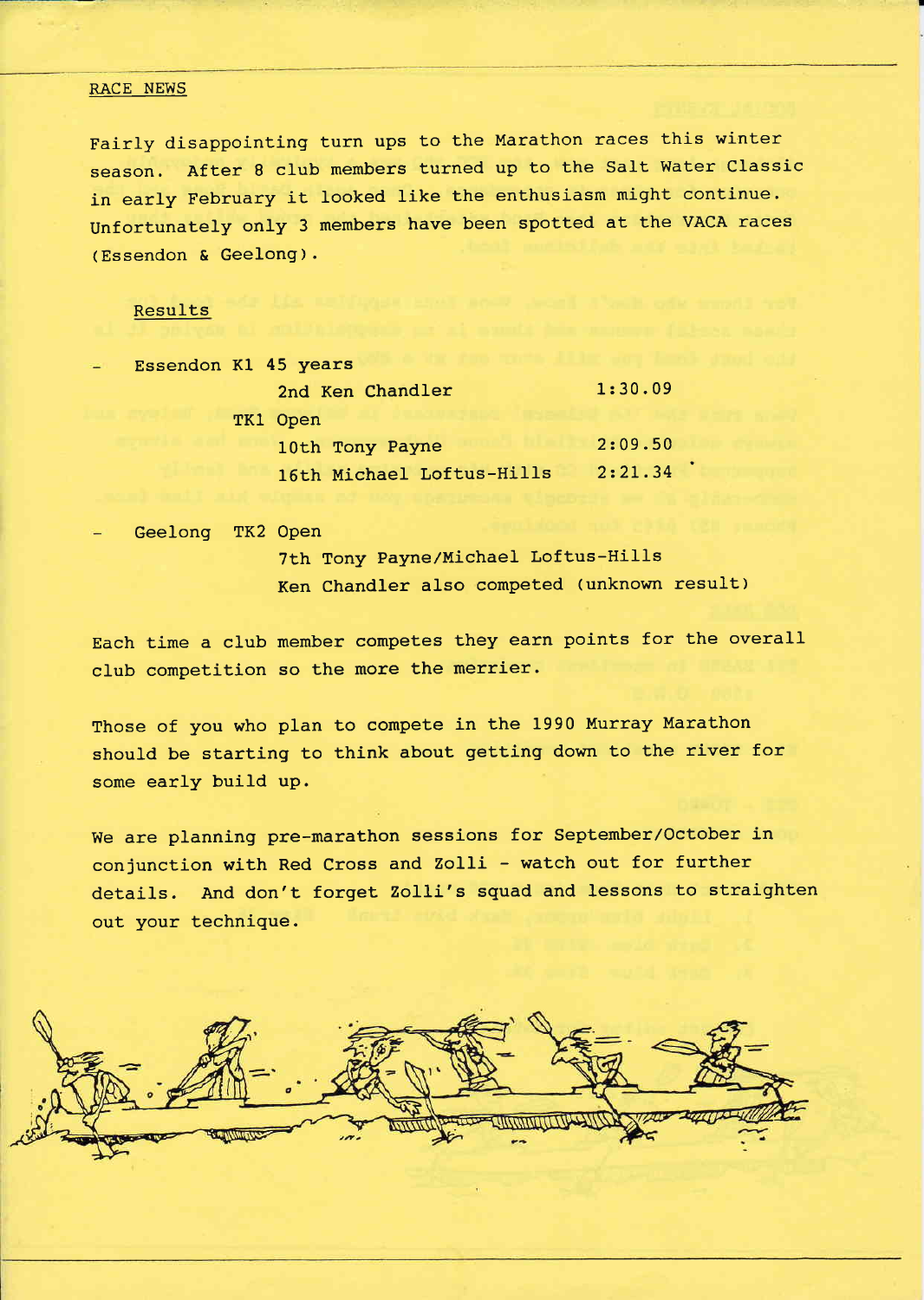## RACE NEWS

Fairly disappointing turn ups to the Marathon races this winter season. After 8 club members turned up to the Salt Water Classic in early February it looked like the enthusiasm might continue. Unfortunately only 3 members have been spotted at the VACA races (Essendon & Geelong).

### Results

- Essendon K1 45 years
  - 2nd Ken Chandler 1:30.09
  - TK1 Open
    - 10th Tony Payne 2:09.50
    - 16th Michael Loftus-Hills 2:21.34
- Geelong TK2 Open
  - 7th Tony Payne/Michael Loftus-Hills
  - Ken Chandler also competed (unknown result)

Each time a club member competes they earn points for the overall club competition so the more the merrier.

Those of you who plan to compete in the 1990 Murray Marathon should be starting to think about getting down to the river for some early build up.

We are planning pre-marathon sessions for September/October in conjunction with Red Cross and Zolli - watch out for further details. And don't forget Zolli's squad and lessons to straighten out your technique.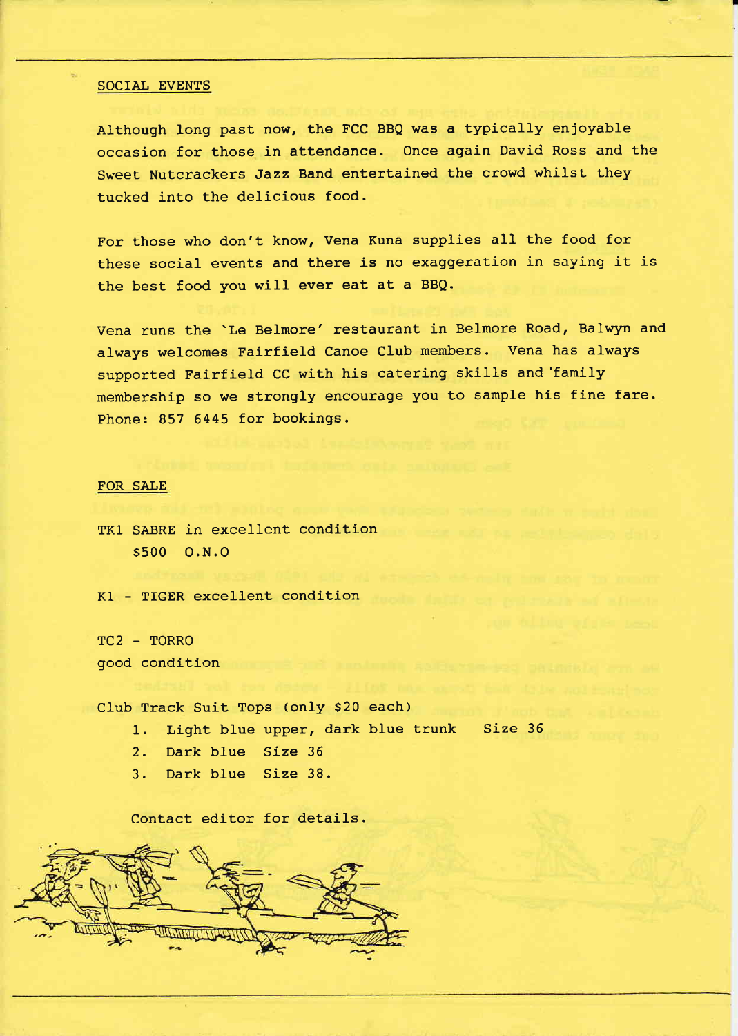## SOCIAL EVENTS

Although long past now, the FCC BBQ was a typically enjoyable occasion for those in attendance. Once again David Ross and the Sweet Nutcrackers Jazz Band entertained the crowd whilst they tucked into the delicious food.

For those who don't know, Vena Kuna supplies all the food for these social events and there is no exaggeration in saying it is the best food you will ever eat at a BBQ.

Vena runs the 'Le Belmore' restaurant in Belmore Road, Balwyn and always welcomes Fairfield Canoe Club members. Vena has always supported Fairfield CC with his catering skills and family membership so we strongly encourage you to sample his fine fare. Phone: 857 6445 for bookings.

## FOR SALE

TK1 SABRE in excellent condition
$500 O.N.O

K1 - TIGER excellent condition

TC2 - TORRO
good condition

Club Track Suit Tops (only $20 each)

1. Light blue upper, dark blue trunk Size 36
2. Dark blue Size 36
3. Dark blue Size 38.

Contact editor for details.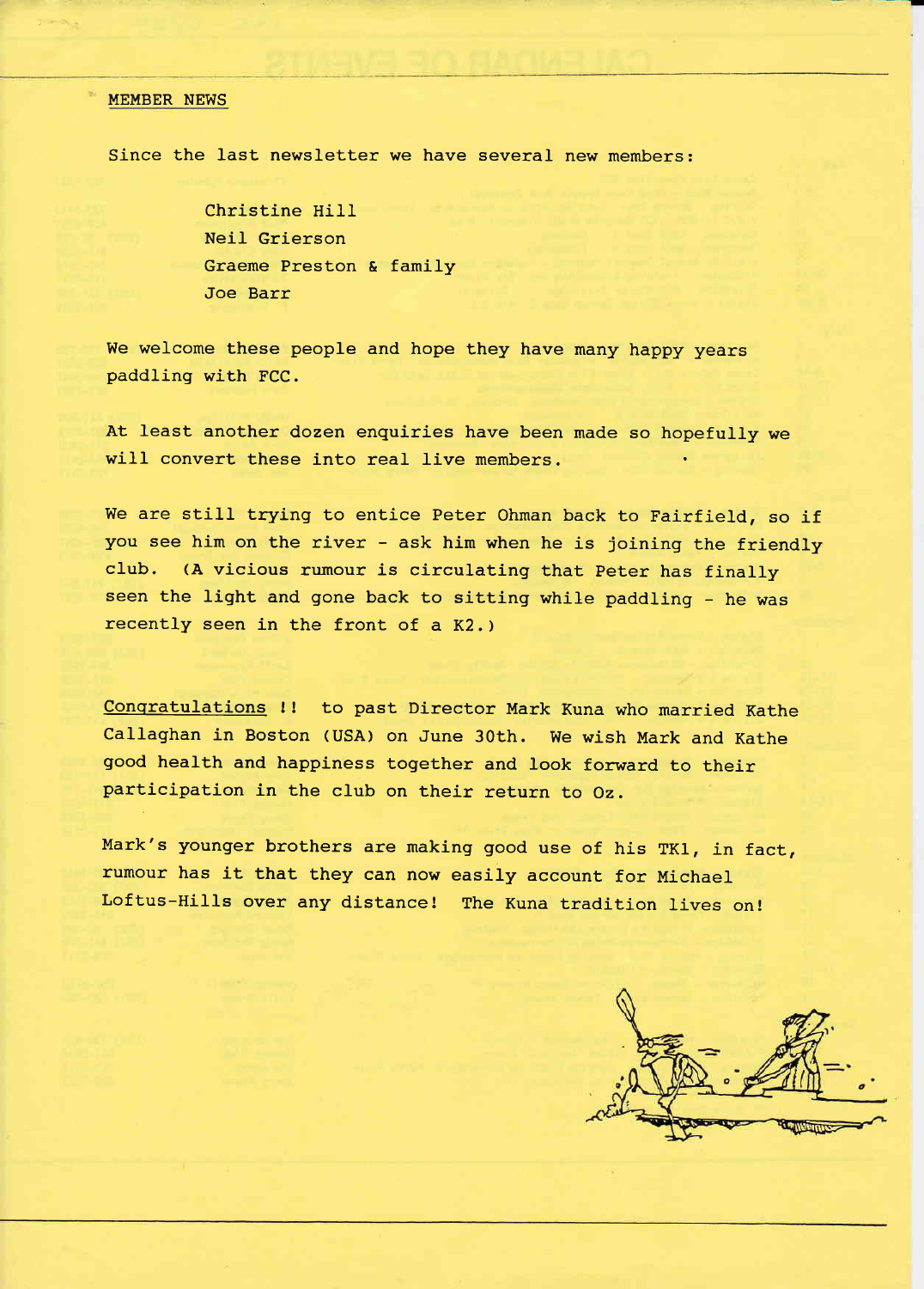## MEMBER NEWS

Since the last newsletter we have several new members:

- Christine Hill
- Neil Grierson
- Graeme Preston & family
- Joe Barr

We welcome these people and hope they have many happy years paddling with FCC.

At least another dozen enquiries have been made so hopefully we will convert these into real live members.

We are still trying to entice Peter Ohman back to Fairfield, so if you see him on the river - ask him when he is joining the friendly club. (A vicious rumour is circulating that Peter has finally seen the light and gone back to sitting while paddling - he was recently seen in the front of a K2.)

Congratulations !! to past Director Mark Kuna who married Kathe Callaghan in Boston (USA) on June 30th. We wish Mark and Kathe good health and happiness together and look forward to their participation in the club on their return to Oz.

Mark's younger brothers are making good use of his TK1, in fact, rumour has it that they can now easily account for Michael Loftus-Hills over any distance! The Kuna tradition lives on!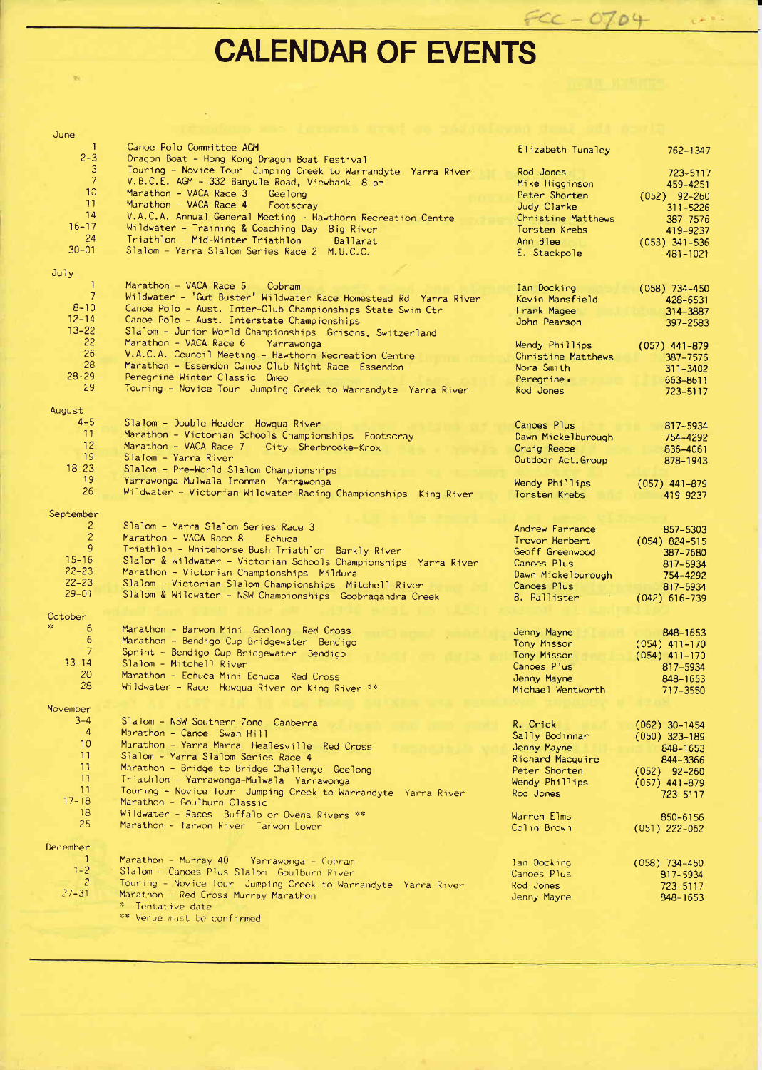FCC-0704

# CALENDAR OF EVENTS

| | | | |
|---|---|---|---|
| **June** | | | |
| 1 | Canoe Polo Committee AGM | Elizabeth Tunaley | 762-1347 |
| 2-3 | Dragon Boat - Hong Kong Dragon Boat Festival | | |
| 3 | Touring - Novice Tour Jumping Creek to Warrandyte Yarra River | Rod Jones | 723-5117 |
| 7 | V.B.C.E. AGM - 332 Banyule Road, Viewbank 8 pm | Mike Higginson | 459-4251 |
| 10 | Marathon - VACA Race 3 Geelong | Peter Shorten | (052) 92-260 |
| 11 | Marathon - VACA Race 4 Footscray | Judy Clarke | 311-5226 |
| 14 | V.A.C.A. Annual General Meeting - Hawthorn Recreation Centre | Christine Matthews | 387-7576 |
| 16-17 | Wildwater - Training & Coaching Day Big River | Torsten Krebs | 419-9237 |
| 24 | Triathlon - Mid-Winter Triathlon Ballarat | Ann Blee | (053) 341-536 |
| 30-01 | Slalom - Yarra Slalom Series Race 2 M.U.C.C. | E. Stackpole | 481-1021 |
| **July** | | | |
| 1 | Marathon - VACA Race 5 Cobram | Ian Docking | (058) 734-450 |
| 7 | Wildwater - 'Gut Buster' Wildwater Race Homestead Rd Yarra River | Kevin Mansfield | 428-6531 |
| 8-10 | Canoe Polo - Aust. Inter-Club Championships State Swim Ctr | Frank Magee | 314-3887 |
| 12-14 | Canoe Polo - Aust. Interstate Championships | John Pearson | 397-2583 |
| 13-22 | Slalom - Junior World Championships Grisons, Switzerland | | |
| 22 | Marathon - VACA Race 6 Yarrawonga | Wendy Phillips | (057) 441-879 |
| 26 | V.A.C.A. Council Meeting - Hawthorn Recreation Centre | Christine Matthews | 387-7576 |
| 28 | Marathon - Essendon Canoe Club Night Race Essendon | Nora Smith | 311-3402 |
| 28-29 | Peregrine Winter Classic Omeo | Peregrine | 663-8611 |
| 29 | Touring - Novice Tour Jumping Creek to Warrandyte Yarra River | Rod Jones | 723-5117 |
| **August** | | | |
| 4-5 | Slalom - Double Header Howqua River | Canoes Plus | 817-5934 |
| 11 | Marathon - Victorian Schools Championships Footscray | Dawn Mickelburough | 754-4292 |
| 12 | Marathon - VACA Race 7 City Sherbrooke-Knox | Craig Reece | 836-4061 |
| 19 | Slalom - Yarra River | Outdoor Act.Group | 878-1943 |
| 18-23 | Slalom - Pre-World Slalom Championships | | |
| 19 | Yarrawonga-Mulwala Ironman Yarrawonga | Wendy Phillips | (057) 441-879 |
| 26 | Wildwater - Victorian Wildwater Racing Championships King River | Torsten Krebs | 419-9237 |
| **September** | | | |
| 2 | Slalom - Yarra Slalom Series Race 3 | Andrew Farrance | 857-5303 |
| 2 | Marathon - VACA Race 8 Echuca | Trevor Herbert | (054) 824-515 |
| 9 | Triathlon - Whitehorse Bush Triathlon Barkly River | Geoff Greenwood | 387-7680 |
| 15-16 | Slalom & Wildwater - Victorian Schools Championships Yarra River | Canoes Plus | 817-5934 |
| 22-23 | Marathon - Victorian Championships Mildura | Dawn Mickelburough | 754-4292 |
| 22-23 | Slalom - Victorian Slalom Championships Mitchell River | Canoes Plus | 817-5934 |
| 29-01 | Slalom & Wildwater - NSW Championships Goobragandra Creek | B. Pallister | (042) 616-739 |
| **October** | | | |
| * 6 | Marathon - Barwon Mini Geelong Red Cross | Jenny Mayne | 848-1653 |
| 6 | Marathon - Bendigo Cup Bridgewater Bendigo | Tony Misson | (054) 411-170 |
| 7 | Sprint - Bendigo Cup Bridgewater Bendigo | Tony Misson | (054) 411-170 |
| 13-14 | Slalom - Mitchell River | Canoes Plus | 817-5934 |
| 20 | Marathon - Echuca Mini Echuca Red Cross | Jenny Mayne | 848-1653 |
| 28 | Wildwater - Race Howqua River or King River ** | Michael Wentworth | 717-3550 |
| **November** | | | |
| 3-4 | Slalom - NSW Southern Zone Canberra | R. Crick | (062) 30-1454 |
| 4 | Marathon - Canoe Swan Hill | Sally Bodinnar | (050) 323-189 |
| 10 | Marathon - Yarra Marra Healesville Red Cross | Jenny Mayne | 848-1653 |
| 11 | Slalom - Yarra Slalom Series Race 4 | Richard Macquire | 844-3366 |
| 11 | Marathon - Bridge to Bridge Challenge Geelong | Peter Shorten | (052) 92-260 |
| 11 | Triathlon - Yarrawonga-Mulwala Yarrawonga | Wendy Phillips | (057) 441-879 |
| 11 | Touring - Novice Tour Jumping Creek to Warrandyte Yarra River | Rod Jones | 723-5117 |
| 17-18 | Marathon - Goulburn Classic | | |
| 18 | Wildwater - Races Buffalo or Ovens Rivers ** | Warren Elms | 850-6156 |
| 25 | Marathon - Tarwon River Tarwon Lower | Colin Brown | (051) 222-062 |
| **December** | | | |
| 1 | Marathon - Murray 40 Yarrawonga - Cobram | Ian Docking | (058) 734-450 |
| 1-2 | Slalom - Canoes Plus Slalom Goulburn River | Canoes Plus | 817-5934 |
| 2 | Touring - Novice Tour Jumping Creek to Warrandyte Yarra River | Rod Jones | 723-5117 |
| 27-31 | Marathon - Red Cross Murray Marathon | Jenny Mayne | 848-1653 |

\* Tentative date

** Venue must be confirmed